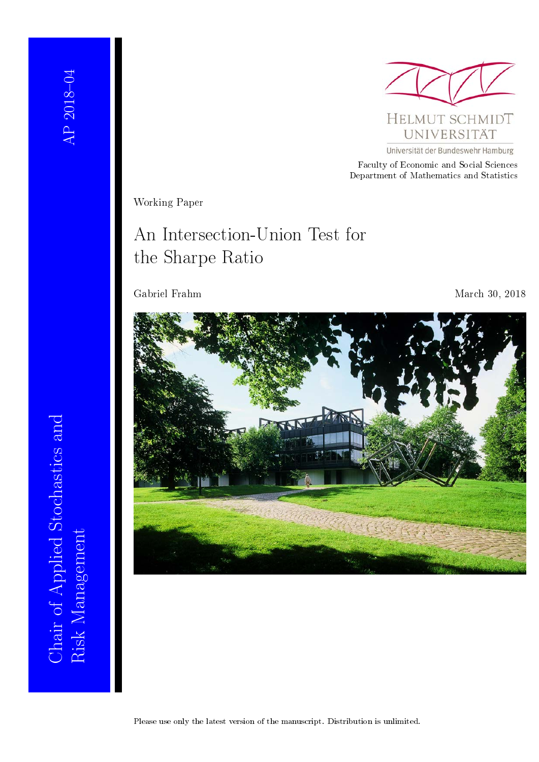AP 2018–04

Chair of Applied Stochastics and Risk Management

HELMUT SCHMIDT UNIVERSITÄT

Universität der Bundeswehr Hamburg

Faculty of Economic and Social Sciences
Department of Mathematics and Statistics

Working Paper

# An Intersection-Union Test for the Sharpe Ratio

Gabriel Frahm

March 30, 2018

Please use only the latest version of the manuscript. Distribution is unlimited.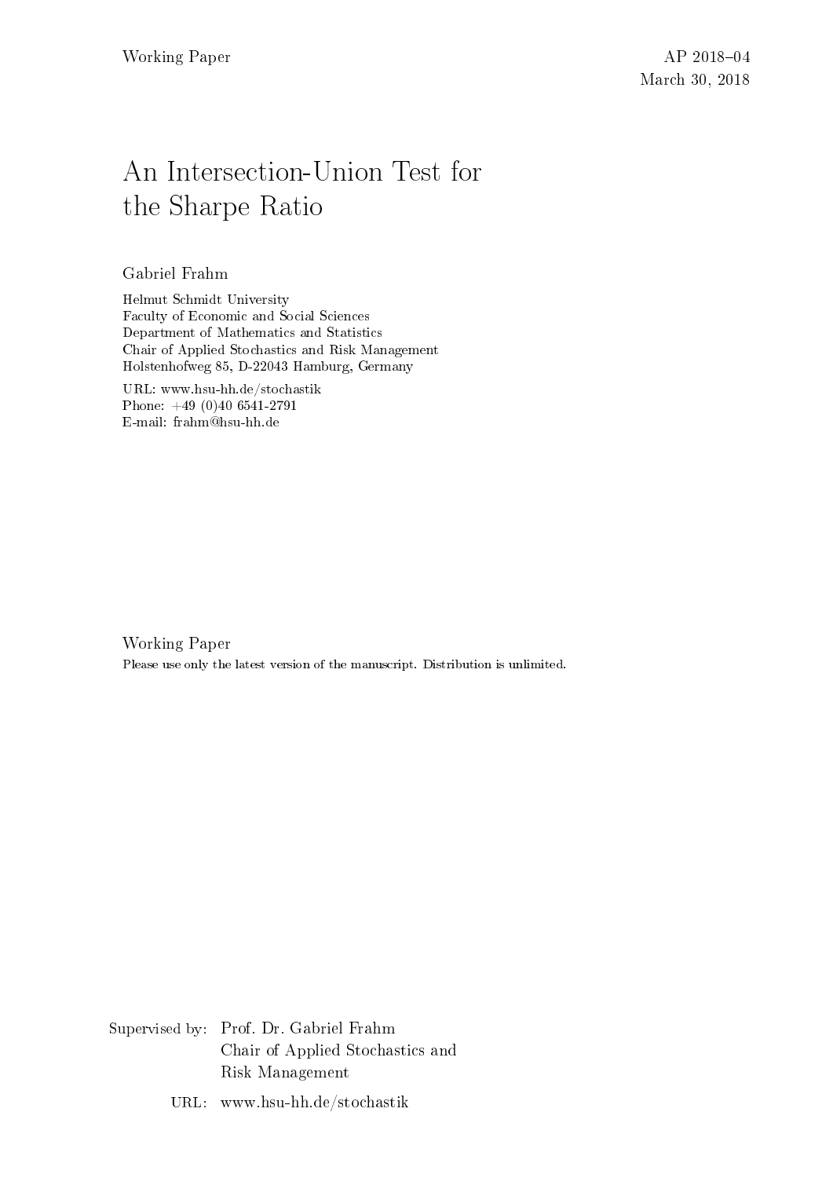Working Paper

AP 2018–04
March 30, 2018

# An Intersection-Union Test for the Sharpe Ratio

Gabriel Frahm

Helmut Schmidt University
Faculty of Economic and Social Sciences
Department of Mathematics and Statistics
Chair of Applied Stochastics and Risk Management
Holstenhofweg 85, D-22043 Hamburg, Germany

URL: www.hsu-hh.de/stochastik
Phone: +49 (0)40 6541-2791
E-mail: frahm@hsu-hh.de

Working Paper

Please use only the latest version of the manuscript. Distribution is unlimited.

Supervised by: Prof. Dr. Gabriel Frahm
Chair of Applied Stochastics and Risk Management

URL: www.hsu-hh.de/stochastik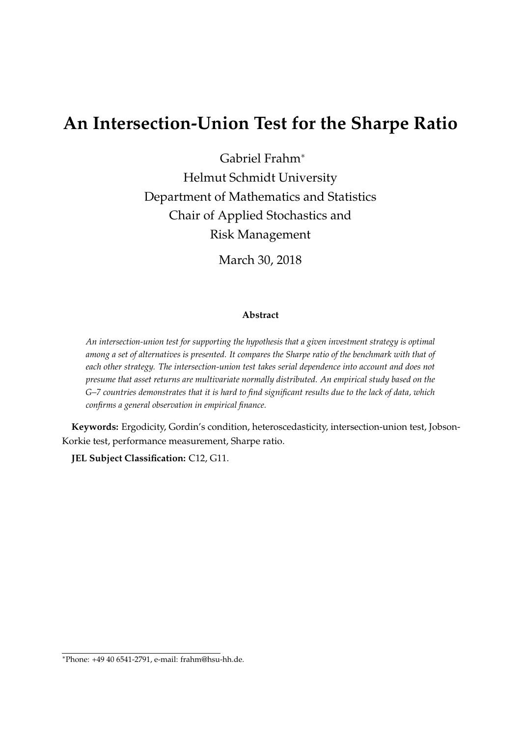# An Intersection-Union Test for the Sharpe Ratio

Gabriel Frahm[*]

Helmut Schmidt University

Department of Mathematics and Statistics

Chair of Applied Stochastics and Risk Management

March 30, 2018

**Abstract**

*An intersection-union test for supporting the hypothesis that a given investment strategy is optimal among a set of alternatives is presented. It compares the Sharpe ratio of the benchmark with that of each other strategy. The intersection-union test takes serial dependence into account and does not presume that asset returns are multivariate normally distributed. An empirical study based on the G–7 countries demonstrates that it is hard to find significant results due to the lack of data, which confirms a general observation in empirical finance.*

**Keywords:** Ergodicity, Gordin's condition, heteroscedasticity, intersection-union test, Jobson-Korkie test, performance measurement, Sharpe ratio.

**JEL Subject Classification:** C12, G11.

[*] Phone: +49 40 6541-2791, e-mail: frahm@hsu-hh.de.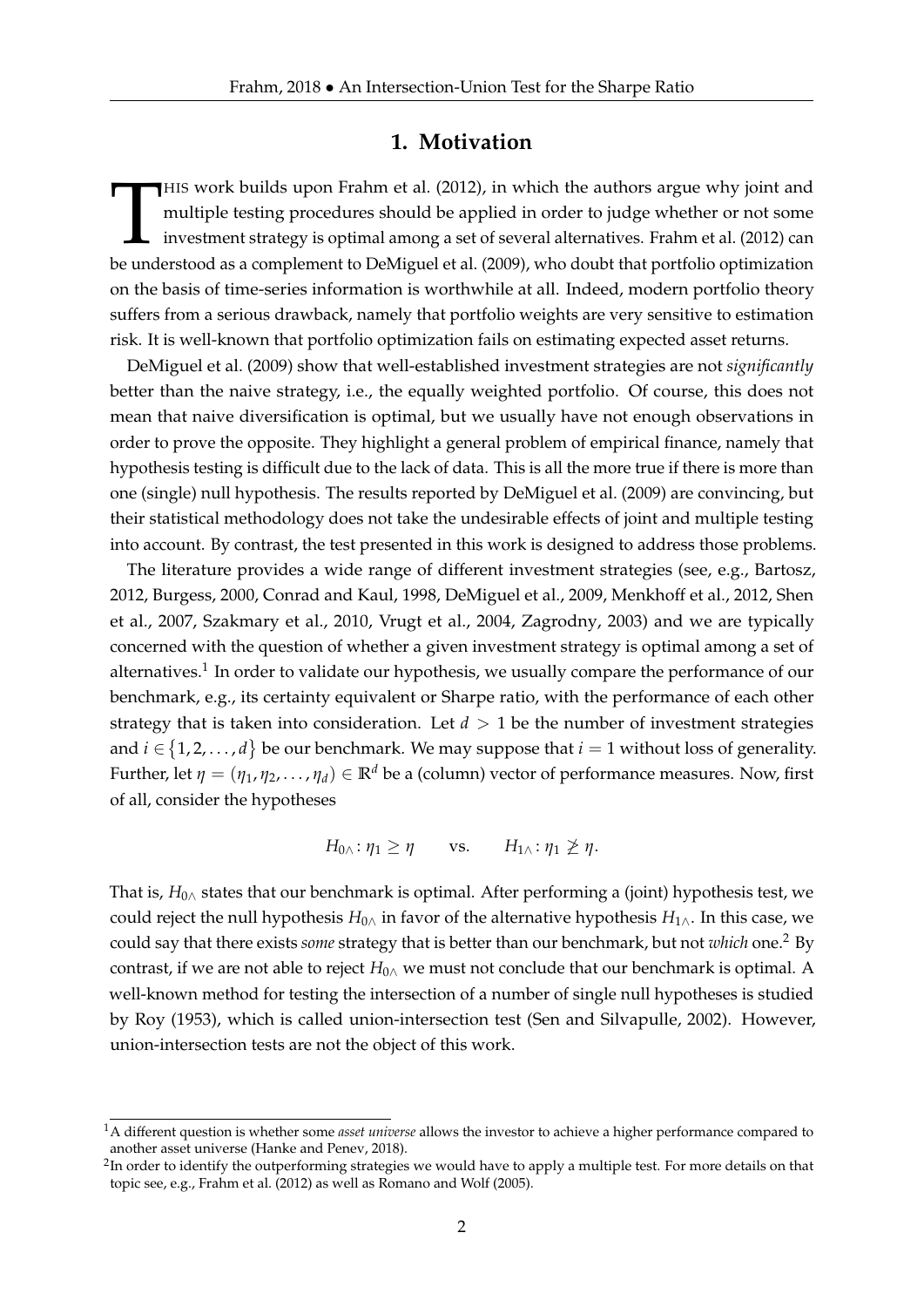## 1. Motivation

This work builds upon Frahm et al. (2012), in which the authors argue why joint and multiple testing procedures should be applied in order to judge whether or not some investment strategy is optimal among a set of several alternatives. Frahm et al. (2012) can be understood as a complement to DeMiguel et al. (2009), who doubt that portfolio optimization on the basis of time-series information is worthwhile at all. Indeed, modern portfolio theory suffers from a serious drawback, namely that portfolio weights are very sensitive to estimation risk. It is well-known that portfolio optimization fails on estimating expected asset returns.

DeMiguel et al. (2009) show that well-established investment strategies are not *significantly* better than the naive strategy, i.e., the equally weighted portfolio. Of course, this does not mean that naive diversification is optimal, but we usually have not enough observations in order to prove the opposite. They highlight a general problem of empirical finance, namely that hypothesis testing is difficult due to the lack of data. This is all the more true if there is more than one (single) null hypothesis. The results reported by DeMiguel et al. (2009) are convincing, but their statistical methodology does not take the undesirable effects of joint and multiple testing into account. By contrast, the test presented in this work is designed to address those problems.

The literature provides a wide range of different investment strategies (see, e.g., Bartosz, 2012, Burgess, 2000, Conrad and Kaul, 1998, DeMiguel et al., 2009, Menkhoff et al., 2012, Shen et al., 2007, Szakmary et al., 2010, Vrugt et al., 2004, Zagrodny, 2003) and we are typically concerned with the question of whether a given investment strategy is optimal among a set of alternatives.[1] In order to validate our hypothesis, we usually compare the performance of our benchmark, e.g., its certainty equivalent or Sharpe ratio, with the performance of each other strategy that is taken into consideration. Let $d > 1$ be the number of investment strategies and $i \in \{1, 2, \ldots, d\}$ be our benchmark. We may suppose that $i = 1$ without loss of generality. Further, let $\eta = (\eta_1, \eta_2, \ldots, \eta_d) \in \mathbb{R}^d$ be a (column) vector of performance measures. Now, first of all, consider the hypotheses

$$H_{0\wedge}\colon \eta_1 \geq \eta \qquad \text{vs.} \qquad H_{1\wedge}\colon \eta_1 \ngeq \eta.$$

That is, $H_{0\wedge}$ states that our benchmark is optimal. After performing a (joint) hypothesis test, we could reject the null hypothesis $H_{0\wedge}$ in favor of the alternative hypothesis $H_{1\wedge}$. In this case, we could say that there exists *some* strategy that is better than our benchmark, but not *which* one.[2] By contrast, if we are not able to reject $H_{0\wedge}$ we must not conclude that our benchmark is optimal. A well-known method for testing the intersection of a number of single null hypotheses is studied by Roy (1953), which is called union-intersection test (Sen and Silvapulle, 2002). However, union-intersection tests are not the object of this work.

---

[1] A different question is whether some *asset universe* allows the investor to achieve a higher performance compared to another asset universe (Hanke and Penev, 2018).

[2] In order to identify the outperforming strategies we would have to apply a multiple test. For more details on that topic see, e.g., Frahm et al. (2012) as well as Romano and Wolf (2005).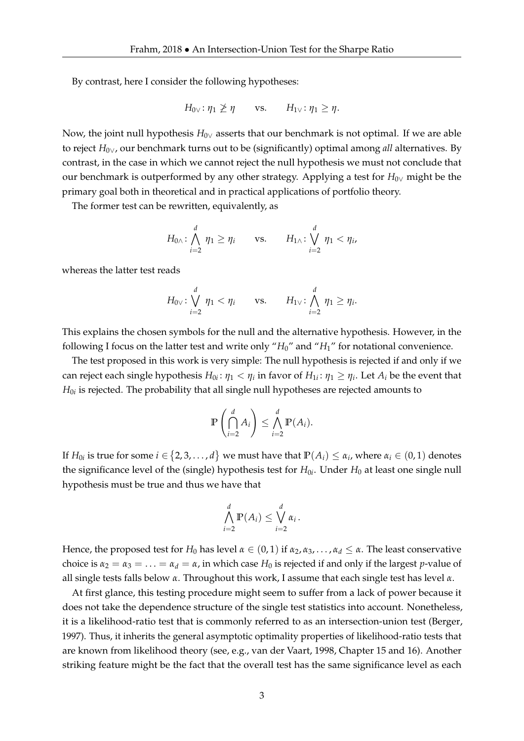By contrast, here I consider the following hypotheses:

$$H_{0\vee}\colon \eta_1 \ngeq \eta \qquad \text{vs.} \qquad H_{1\vee}\colon \eta_1 \geq \eta .$$

Now, the joint null hypothesis $H_{0\vee}$ asserts that our benchmark is not optimal. If we are able to reject $H_{0\vee}$, our benchmark turns out to be (significantly) optimal among *all* alternatives. By contrast, in the case in which we cannot reject the null hypothesis we must not conclude that our benchmark is outperformed by any other strategy. Applying a test for $H_{0\vee}$ might be the primary goal both in theoretical and in practical applications of portfolio theory.

The former test can be rewritten, equivalently, as

$$H_{0\wedge}\colon \bigwedge_{i=2}^{d} \eta_1 \geq \eta_i \qquad \text{vs.} \qquad H_{1\wedge}\colon \bigvee_{i=2}^{d} \eta_1 < \eta_i ,$$

whereas the latter test reads

$$H_{0\vee}\colon \bigvee_{i=2}^{d} \eta_1 < \eta_i \qquad \text{vs.} \qquad H_{1\vee}\colon \bigwedge_{i=2}^{d} \eta_1 \geq \eta_i .$$

This explains the chosen symbols for the null and the alternative hypothesis. However, in the following I focus on the latter test and write only "$H_0$" and "$H_1$" for notational convenience.

The test proposed in this work is very simple: The null hypothesis is rejected if and only if we can reject each single hypothesis $H_{0i}\colon \eta_1 < \eta_i$ in favor of $H_{1i}\colon \eta_1 \geq \eta_i$. Let $A_i$ be the event that $H_{0i}$ is rejected. The probability that all single null hypotheses are rejected amounts to

$$\mathbb{P}\left(\bigcap_{i=2}^{d} A_i\right) \leq \bigwedge_{i=2}^{d} \mathbb{P}(A_i).$$

If $H_{0i}$ is true for some $i \in \{2, 3, \ldots, d\}$ we must have that $\mathbb{P}(A_i) \leq \alpha_i$, where $\alpha_i \in (0,1)$ denotes the significance level of the (single) hypothesis test for $H_{0i}$. Under $H_0$ at least one single null hypothesis must be true and thus we have that

$$\bigwedge_{i=2}^{d} \mathbb{P}(A_i) \leq \bigvee_{i=2}^{d} \alpha_i \, .$$

Hence, the proposed test for $H_0$ has level $\alpha \in (0,1)$ if $\alpha_2, \alpha_3, \ldots, \alpha_d \leq \alpha$. The least conservative choice is $\alpha_2 = \alpha_3 = \ldots = \alpha_d = \alpha$, in which case $H_0$ is rejected if and only if the largest $p$-value of all single tests falls below $\alpha$. Throughout this work, I assume that each single test has level $\alpha$.

At first glance, this testing procedure might seem to suffer from a lack of power because it does not take the dependence structure of the single test statistics into account. Nonetheless, it is a likelihood-ratio test that is commonly referred to as an intersection-union test (Berger, 1997). Thus, it inherits the general asymptotic optimality properties of likelihood-ratio tests that are known from likelihood theory (see, e.g., van der Vaart, 1998, Chapter 15 and 16). Another striking feature might be the fact that the overall test has the same significance level as each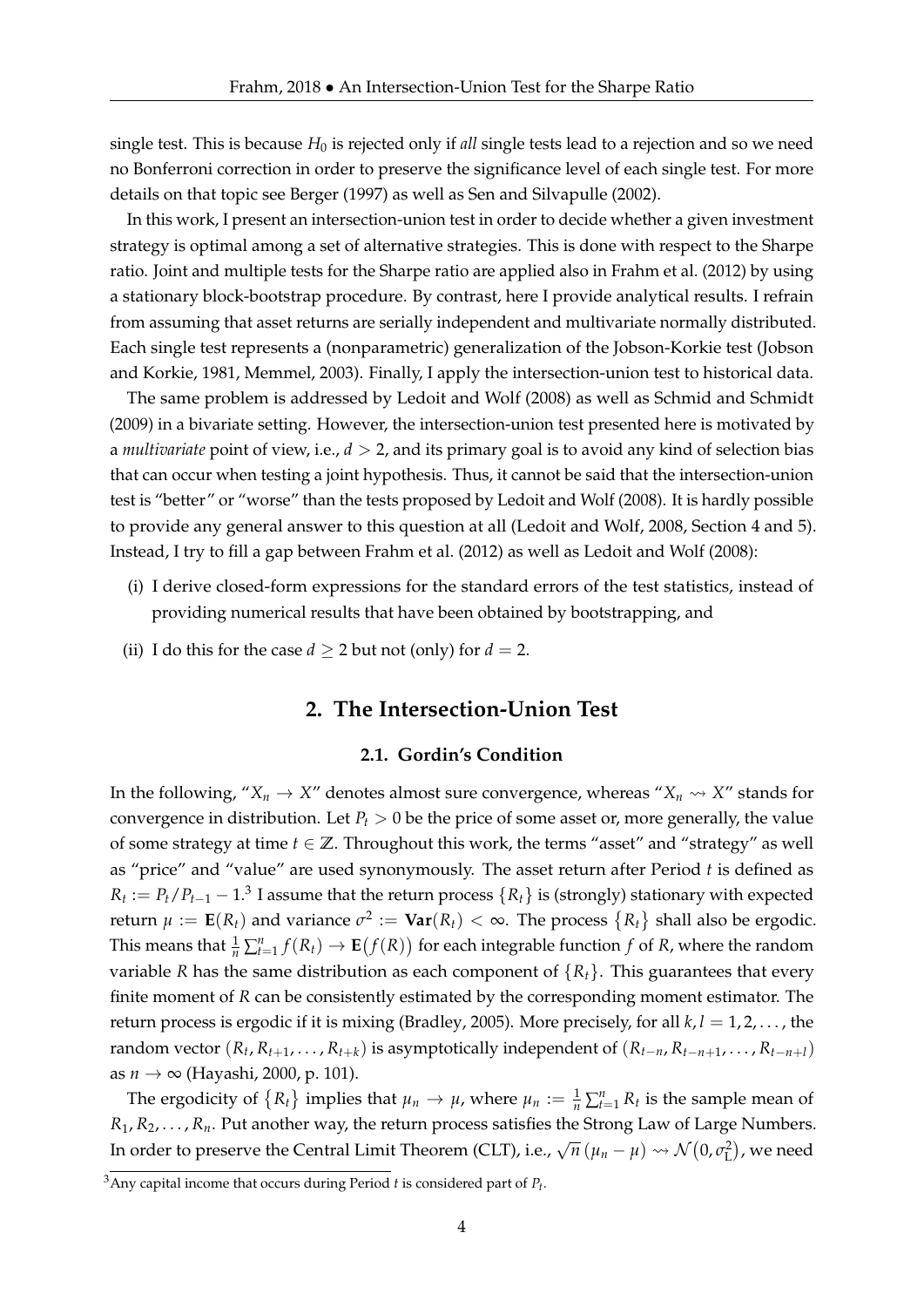single test. This is because $H_0$ is rejected only if *all* single tests lead to a rejection and so we need no Bonferroni correction in order to preserve the significance level of each single test. For more details on that topic see Berger (1997) as well as Sen and Silvapulle (2002).

In this work, I present an intersection-union test in order to decide whether a given investment strategy is optimal among a set of alternative strategies. This is done with respect to the Sharpe ratio. Joint and multiple tests for the Sharpe ratio are applied also in Frahm et al. (2012) by using a stationary block-bootstrap procedure. By contrast, here I provide analytical results. I refrain from assuming that asset returns are serially independent and multivariate normally distributed. Each single test represents a (nonparametric) generalization of the Jobson-Korkie test (Jobson and Korkie, 1981, Memmel, 2003). Finally, I apply the intersection-union test to historical data.

The same problem is addressed by Ledoit and Wolf (2008) as well as Schmid and Schmidt (2009) in a bivariate setting. However, the intersection-union test presented here is motivated by a *multivariate* point of view, i.e., $d > 2$, and its primary goal is to avoid any kind of selection bias that can occur when testing a joint hypothesis. Thus, it cannot be said that the intersection-union test is "better" or "worse" than the tests proposed by Ledoit and Wolf (2008). It is hardly possible to provide any general answer to this question at all (Ledoit and Wolf, 2008, Section 4 and 5). Instead, I try to fill a gap between Frahm et al. (2012) as well as Ledoit and Wolf (2008):

(i) I derive closed-form expressions for the standard errors of the test statistics, instead of providing numerical results that have been obtained by bootstrapping, and

(ii) I do this for the case $d \geq 2$ but not (only) for $d = 2$.

## 2. The Intersection-Union Test

### 2.1. Gordin's Condition

In the following, "$X_n \to X$" denotes almost sure convergence, whereas "$X_n \rightsquigarrow X$" stands for convergence in distribution. Let $P_t > 0$ be the price of some asset or, more generally, the value of some strategy at time $t \in \mathbb{Z}$. Throughout this work, the terms "asset" and "strategy" as well as "price" and "value" are used synonymously. The asset return after Period $t$ is defined as $R_t := P_t/P_{t-1} - 1$.[3] I assume that the return process $\{R_t\}$ is (strongly) stationary with expected return $\mu := \mathbf{E}(R_t)$ and variance $\sigma^2 := \mathbf{Var}(R_t) < \infty$. The process $\{R_t\}$ shall also be ergodic. This means that $\frac{1}{n}\sum_{t=1}^{n} f(R_t) \to \mathbf{E}\big(f(R)\big)$ for each integrable function $f$ of $R$, where the random variable $R$ has the same distribution as each component of $\{R_t\}$. This guarantees that every finite moment of $R$ can be consistently estimated by the corresponding moment estimator. The return process is ergodic if it is mixing (Bradley, 2005). More precisely, for all $k, l = 1, 2, \ldots$, the random vector $(R_t, R_{t+1}, \ldots, R_{t+k})$ is asymptotically independent of $(R_{t-n}, R_{t-n+1}, \ldots, R_{t-n+l})$ as $n \to \infty$ (Hayashi, 2000, p. 101).

The ergodicity of $\{R_t\}$ implies that $\mu_n \to \mu$, where $\mu_n := \frac{1}{n}\sum_{t=1}^{n} R_t$ is the sample mean of $R_1, R_2, \ldots, R_n$. Put another way, the return process satisfies the Strong Law of Large Numbers. In order to preserve the Central Limit Theorem (CLT), i.e., $\sqrt{n}\,(\mu_n - \mu) \rightsquigarrow \mathcal{N}(0, \sigma_{\mathrm{L}}^2)$, we need

[3] Any capital income that occurs during Period $t$ is considered part of $P_t$.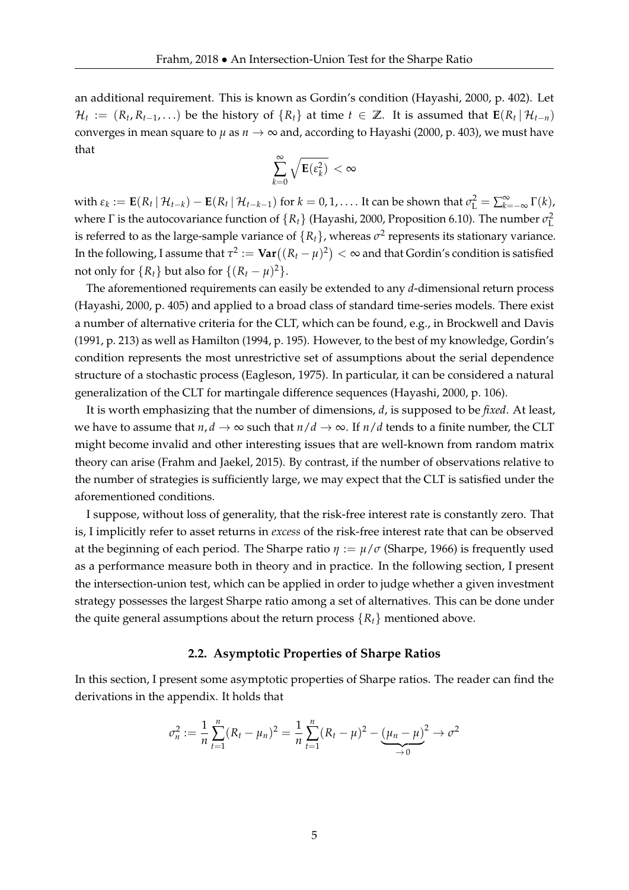an additional requirement. This is known as Gordin's condition (Hayashi, 2000, p. 402). Let $\mathcal{H}_t := (R_t, R_{t-1}, \ldots)$ be the history of $\{R_t\}$ at time $t \in \mathbb{Z}$. It is assumed that $\mathbf{E}(R_t \,|\, \mathcal{H}_{t-n})$ converges in mean square to $\mu$ as $n \to \infty$ and, according to Hayashi (2000, p. 403), we must have that

$$\sum_{k=0}^{\infty} \sqrt{\mathbf{E}(\varepsilon_k^2)} < \infty$$

with $\varepsilon_k := \mathbf{E}(R_t \,|\, \mathcal{H}_{t-k}) - \mathbf{E}(R_t \,|\, \mathcal{H}_{t-k-1})$ for $k = 0, 1, \ldots$. It can be shown that $\sigma_{\mathrm{L}}^2 = \sum_{k=-\infty}^{\infty} \Gamma(k)$, where $\Gamma$ is the autocovariance function of $\{R_t\}$ (Hayashi, 2000, Proposition 6.10). The number $\sigma_{\mathrm{L}}^2$ is referred to as the large-sample variance of $\{R_t\}$, whereas $\sigma^2$ represents its stationary variance. In the following, I assume that $\tau^2 := \mathbf{Var}\big((R_t - \mu)^2\big) < \infty$ and that Gordin's condition is satisfied not only for $\{R_t\}$ but also for $\{(R_t - \mu)^2\}$.

The aforementioned requirements can easily be extended to any $d$-dimensional return process (Hayashi, 2000, p. 405) and applied to a broad class of standard time-series models. There exist a number of alternative criteria for the CLT, which can be found, e.g., in Brockwell and Davis (1991, p. 213) as well as Hamilton (1994, p. 195). However, to the best of my knowledge, Gordin's condition represents the most unrestrictive set of assumptions about the serial dependence structure of a stochastic process (Eagleson, 1975). In particular, it can be considered a natural generalization of the CLT for martingale difference sequences (Hayashi, 2000, p. 106).

It is worth emphasizing that the number of dimensions, $d$, is supposed to be *fixed*. At least, we have to assume that $n, d \to \infty$ such that $n/d \to \infty$. If $n/d$ tends to a finite number, the CLT might become invalid and other interesting issues that are well-known from random matrix theory can arise (Frahm and Jaekel, 2015). By contrast, if the number of observations relative to the number of strategies is sufficiently large, we may expect that the CLT is satisfied under the aforementioned conditions.

I suppose, without loss of generality, that the risk-free interest rate is constantly zero. That is, I implicitly refer to asset returns in *excess* of the risk-free interest rate that can be observed at the beginning of each period. The Sharpe ratio $\eta := \mu/\sigma$ (Sharpe, 1966) is frequently used as a performance measure both in theory and in practice. In the following section, I present the intersection-union test, which can be applied in order to judge whether a given investment strategy possesses the largest Sharpe ratio among a set of alternatives. This can be done under the quite general assumptions about the return process $\{R_t\}$ mentioned above.

### 2.2. Asymptotic Properties of Sharpe Ratios

In this section, I present some asymptotic properties of Sharpe ratios. The reader can find the derivations in the appendix. It holds that

$$\sigma_n^2 := \frac{1}{n}\sum_{t=1}^{n}(R_t - \mu_n)^2 = \frac{1}{n}\sum_{t=1}^{n}(R_t - \mu)^2 - \underbrace{(\mu_n - \mu)^2}_{\to\, 0} \to \sigma^2$$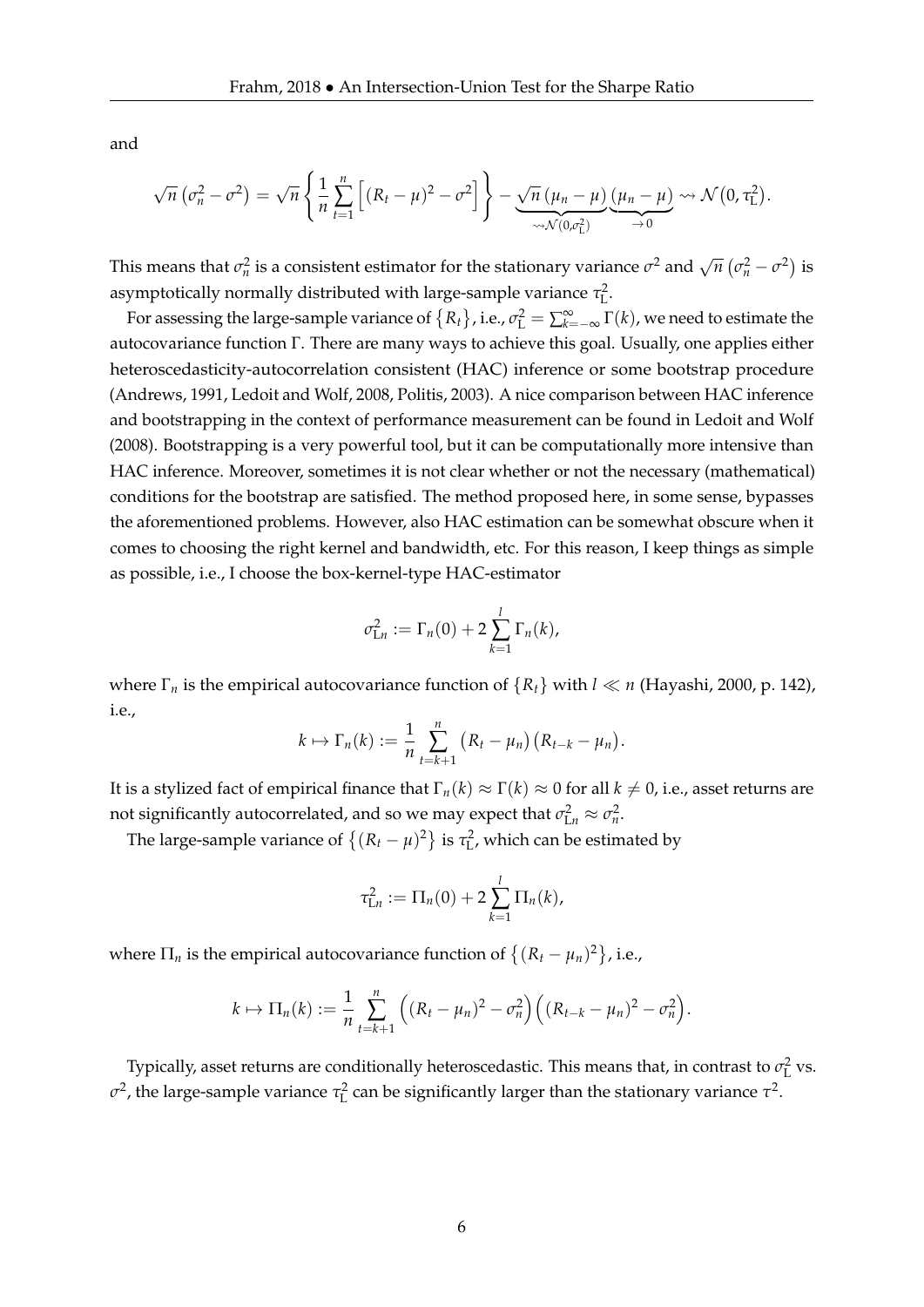and

$$\sqrt{n}\left(\sigma_n^2 - \sigma^2\right) = \sqrt{n}\left\{\frac{1}{n}\sum_{t=1}^{n}\left[(R_t - \mu)^2 - \sigma^2\right]\right\} - \underbrace{\sqrt{n}\left(\mu_n - \mu\right)}_{\rightsquigarrow \mathcal{N}(0,\sigma_{\mathrm{L}}^2)}\underbrace{\left(\mu_n - \mu\right)}_{\to 0} \rightsquigarrow \mathcal{N}\left(0, \tau_{\mathrm{L}}^2\right).$$

This means that $\sigma_n^2$ is a consistent estimator for the stationary variance $\sigma^2$ and $\sqrt{n}\left(\sigma_n^2 - \sigma^2\right)$ is asymptotically normally distributed with large-sample variance $\tau_{\mathrm{L}}^2$.

For assessing the large-sample variance of $\{R_t\}$, i.e., $\sigma_{\mathrm{L}}^2 = \sum_{k=-\infty}^{\infty}\Gamma(k)$, we need to estimate the autocovariance function $\Gamma$. There are many ways to achieve this goal. Usually, one applies either heteroscedasticity-autocorrelation consistent (HAC) inference or some bootstrap procedure (Andrews, 1991, Ledoit and Wolf, 2008, Politis, 2003). A nice comparison between HAC inference and bootstrapping in the context of performance measurement can be found in Ledoit and Wolf (2008). Bootstrapping is a very powerful tool, but it can be computationally more intensive than HAC inference. Moreover, sometimes it is not clear whether or not the necessary (mathematical) conditions for the bootstrap are satisfied. The method proposed here, in some sense, bypasses the aforementioned problems. However, also HAC estimation can be somewhat obscure when it comes to choosing the right kernel and bandwidth, etc. For this reason, I keep things as simple as possible, i.e., I choose the box-kernel-type HAC-estimator

$$\sigma_{\mathrm{L}n}^2 := \Gamma_n(0) + 2\sum_{k=1}^{l}\Gamma_n(k),$$

where $\Gamma_n$ is the empirical autocovariance function of $\{R_t\}$ with $l \ll n$ (Hayashi, 2000, p. 142), i.e.,

$$k \mapsto \Gamma_n(k) := \frac{1}{n}\sum_{t=k+1}^{n}\left(R_t - \mu_n\right)\left(R_{t-k} - \mu_n\right).$$

It is a stylized fact of empirical finance that $\Gamma_n(k) \approx \Gamma(k) \approx 0$ for all $k \neq 0$, i.e., asset returns are not significantly autocorrelated, and so we may expect that $\sigma_{\mathrm{L}n}^2 \approx \sigma_n^2$.

The large-sample variance of $\{(R_t - \mu)^2\}$ is $\tau_{\mathrm{L}}^2$, which can be estimated by

$$\tau_{\mathrm{L}n}^2 := \Pi_n(0) + 2\sum_{k=1}^{l}\Pi_n(k),$$

where $\Pi_n$ is the empirical autocovariance function of $\{(R_t - \mu_n)^2\}$, i.e.,

$$k \mapsto \Pi_n(k) := \frac{1}{n}\sum_{t=k+1}^{n}\left((R_t - \mu_n)^2 - \sigma_n^2\right)\left((R_{t-k} - \mu_n)^2 - \sigma_n^2\right).$$

Typically, asset returns are conditionally heteroscedastic. This means that, in contrast to $\sigma_{\mathrm{L}}^2$ vs. $\sigma^2$, the large-sample variance $\tau_{\mathrm{L}}^2$ can be significantly larger than the stationary variance $\tau^2$.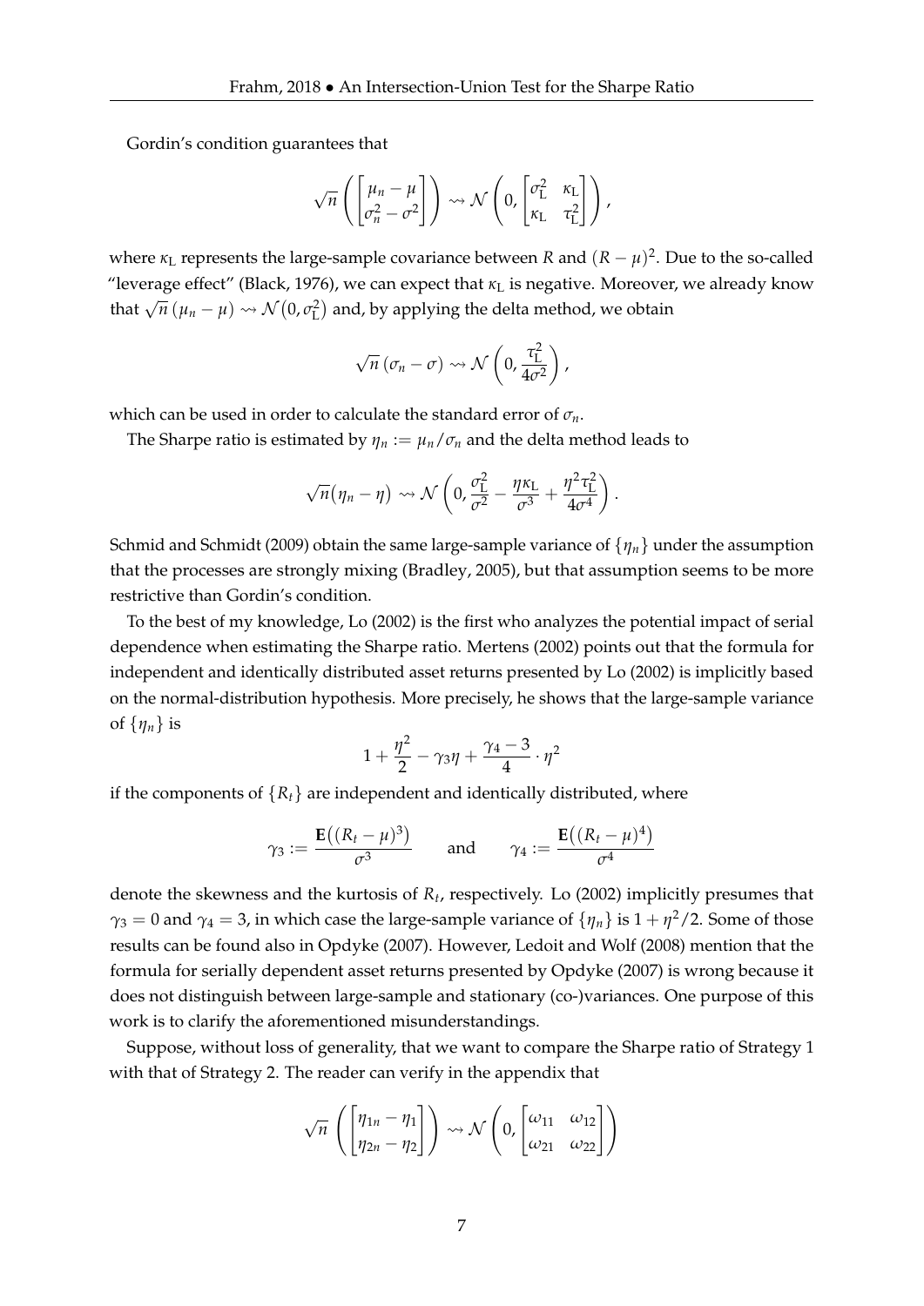Gordin's condition guarantees that

$$\sqrt{n}\left(\begin{bmatrix}\mu_n-\mu\\ \sigma_n^2-\sigma^2\end{bmatrix}\right)\rightsquigarrow\mathcal{N}\left(0,\begin{bmatrix}\sigma_{\mathrm{L}}^2 & \kappa_{\mathrm{L}}\\ \kappa_{\mathrm{L}} & \tau_{\mathrm{L}}^2\end{bmatrix}\right),$$

where $\kappa_{\mathrm{L}}$ represents the large-sample covariance between $R$ and $(R-\mu)^2$. Due to the so-called "leverage effect" (Black, 1976), we can expect that $\kappa_{\mathrm{L}}$ is negative. Moreover, we already know that $\sqrt{n}\,(\mu_n-\mu)\rightsquigarrow\mathcal{N}(0,\sigma_{\mathrm{L}}^2)$ and, by applying the delta method, we obtain

$$\sqrt{n}\,(\sigma_n-\sigma)\rightsquigarrow\mathcal{N}\left(0,\frac{\tau_{\mathrm{L}}^2}{4\sigma^2}\right),$$

which can be used in order to calculate the standard error of $\sigma_n$.

The Sharpe ratio is estimated by $\eta_n := \mu_n/\sigma_n$ and the delta method leads to

$$\sqrt{n}\big(\eta_n-\eta\big)\rightsquigarrow\mathcal{N}\left(0,\frac{\sigma_{\mathrm{L}}^2}{\sigma^2}-\frac{\eta\kappa_{\mathrm{L}}}{\sigma^3}+\frac{\eta^2\tau_{\mathrm{L}}^2}{4\sigma^4}\right).$$

Schmid and Schmidt (2009) obtain the same large-sample variance of $\{\eta_n\}$ under the assumption that the processes are strongly mixing (Bradley, 2005), but that assumption seems to be more restrictive than Gordin's condition.

To the best of my knowledge, Lo (2002) is the first who analyzes the potential impact of serial dependence when estimating the Sharpe ratio. Mertens (2002) points out that the formula for independent and identically distributed asset returns presented by Lo (2002) is implicitly based on the normal-distribution hypothesis. More precisely, he shows that the large-sample variance of $\{\eta_n\}$ is

$$1+\frac{\eta^2}{2}-\gamma_3\eta+\frac{\gamma_4-3}{4}\cdot\eta^2$$

if the components of $\{R_t\}$ are independent and identically distributed, where

$$\gamma_3 := \frac{\mathbf{E}\big((R_t-\mu)^3\big)}{\sigma^3}\qquad\text{and}\qquad\gamma_4 := \frac{\mathbf{E}\big((R_t-\mu)^4\big)}{\sigma^4}$$

denote the skewness and the kurtosis of $R_t$, respectively. Lo (2002) implicitly presumes that $\gamma_3 = 0$ and $\gamma_4 = 3$, in which case the large-sample variance of $\{\eta_n\}$ is $1+\eta^2/2$. Some of those results can be found also in Opdyke (2007). However, Ledoit and Wolf (2008) mention that the formula for serially dependent asset returns presented by Opdyke (2007) is wrong because it does not distinguish between large-sample and stationary (co-)variances. One purpose of this work is to clarify the aforementioned misunderstandings.

Suppose, without loss of generality, that we want to compare the Sharpe ratio of Strategy 1 with that of Strategy 2. The reader can verify in the appendix that

$$\sqrt{n}\left(\begin{bmatrix}\eta_{1n}-\eta_1\\ \eta_{2n}-\eta_2\end{bmatrix}\right)\rightsquigarrow\mathcal{N}\left(0,\begin{bmatrix}\omega_{11} & \omega_{12}\\ \omega_{21} & \omega_{22}\end{bmatrix}\right)$$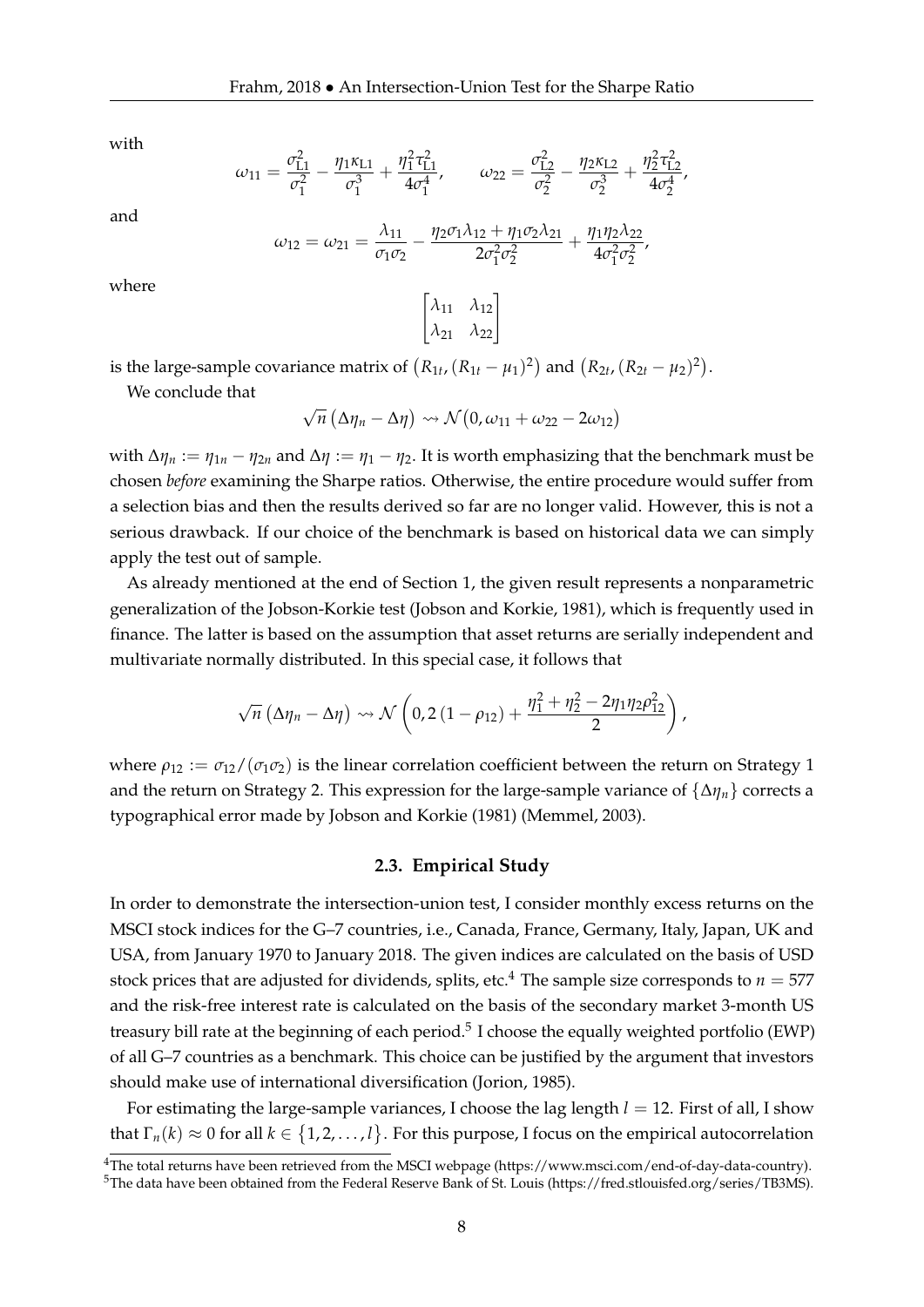with

$$\omega_{11} = \frac{\sigma_{\mathrm{L}1}^2}{\sigma_1^2} - \frac{\eta_1 \kappa_{\mathrm{L}1}}{\sigma_1^3} + \frac{\eta_1^2 \tau_{\mathrm{L}1}^2}{4\sigma_1^4}, \qquad \omega_{22} = \frac{\sigma_{\mathrm{L}2}^2}{\sigma_2^2} - \frac{\eta_2 \kappa_{\mathrm{L}2}}{\sigma_2^3} + \frac{\eta_2^2 \tau_{\mathrm{L}2}^2}{4\sigma_2^4},$$

and

$$\omega_{12} = \omega_{21} = \frac{\lambda_{11}}{\sigma_1 \sigma_2} - \frac{\eta_2 \sigma_1 \lambda_{12} + \eta_1 \sigma_2 \lambda_{21}}{2\sigma_1^2 \sigma_2^2} + \frac{\eta_1 \eta_2 \lambda_{22}}{4\sigma_1^2 \sigma_2^2},$$

where

$$\begin{bmatrix} \lambda_{11} & \lambda_{12} \\ \lambda_{21} & \lambda_{22} \end{bmatrix}$$

is the large-sample covariance matrix of $\big(R_{1t}, (R_{1t} - \mu_1)^2\big)$ and $\big(R_{2t}, (R_{2t} - \mu_2)^2\big)$.

We conclude that

$$\sqrt{n}\,(\Delta\eta_n - \Delta\eta) \rightsquigarrow \mathcal{N}\big(0, \omega_{11} + \omega_{22} - 2\omega_{12}\big)$$

with $\Delta\eta_n := \eta_{1n} - \eta_{2n}$ and $\Delta\eta := \eta_1 - \eta_2$. It is worth emphasizing that the benchmark must be chosen *before* examining the Sharpe ratios. Otherwise, the entire procedure would suffer from a selection bias and then the results derived so far are no longer valid. However, this is not a serious drawback. If our choice of the benchmark is based on historical data we can simply apply the test out of sample.

As already mentioned at the end of Section 1, the given result represents a nonparametric generalization of the Jobson-Korkie test (Jobson and Korkie, 1981), which is frequently used in finance. The latter is based on the assumption that asset returns are serially independent and multivariate normally distributed. In this special case, it follows that

$$\sqrt{n}\,(\Delta\eta_n - \Delta\eta) \rightsquigarrow \mathcal{N}\left(0, 2\,(1 - \rho_{12}) + \frac{\eta_1^2 + \eta_2^2 - 2\eta_1 \eta_2 \rho_{12}^2}{2}\right),$$

where $\rho_{12} := \sigma_{12}/(\sigma_1 \sigma_2)$ is the linear correlation coefficient between the return on Strategy 1 and the return on Strategy 2. This expression for the large-sample variance of $\{\Delta\eta_n\}$ corrects a typographical error made by Jobson and Korkie (1981) (Memmel, 2003).

### 2.3. Empirical Study

In order to demonstrate the intersection-union test, I consider monthly excess returns on the MSCI stock indices for the G–7 countries, i.e., Canada, France, Germany, Italy, Japan, UK and USA, from January 1970 to January 2018. The given indices are calculated on the basis of USD stock prices that are adjusted for dividends, splits, etc.[4] The sample size corresponds to $n = 577$ and the risk-free interest rate is calculated on the basis of the secondary market 3-month US treasury bill rate at the beginning of each period.[5] I choose the equally weighted portfolio (EWP) of all G–7 countries as a benchmark. This choice can be justified by the argument that investors should make use of international diversification (Jorion, 1985).

For estimating the large-sample variances, I choose the lag length $l = 12$. First of all, I show that $\Gamma_n(k) \approx 0$ for all $k \in \{1, 2, \ldots, l\}$. For this purpose, I focus on the empirical autocorrelation

[4] The total returns have been retrieved from the MSCI webpage (https://www.msci.com/end-of-day-data-country).

[5] The data have been obtained from the Federal Reserve Bank of St. Louis (https://fred.stlouisfed.org/series/TB3MS).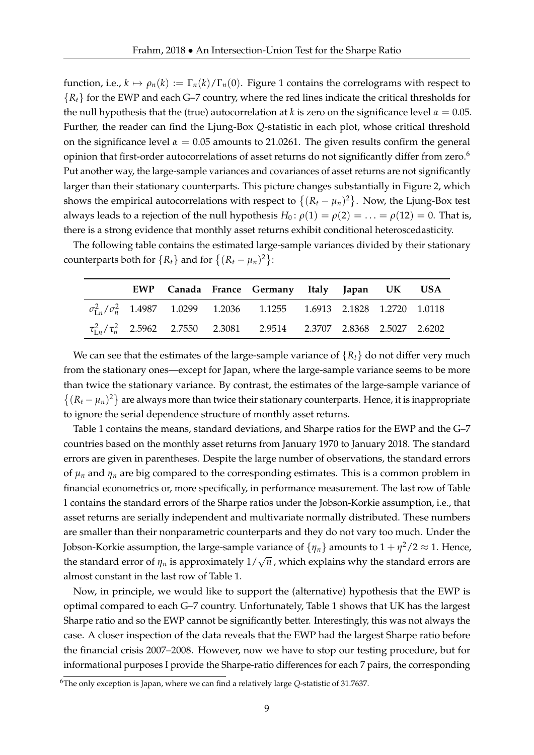function, i.e., $k \mapsto \rho_n(k) := \Gamma_n(k)/\Gamma_n(0)$. Figure 1 contains the correlograms with respect to $\{R_t\}$ for the EWP and each G–7 country, where the red lines indicate the critical thresholds for the null hypothesis that the (true) autocorrelation at $k$ is zero on the significance level $\alpha = 0.05$. Further, the reader can find the Ljung-Box $Q$-statistic in each plot, whose critical threshold on the significance level $\alpha = 0.05$ amounts to 21.0261. The given results confirm the general opinion that first-order autocorrelations of asset returns do not significantly differ from zero.[6] Put another way, the large-sample variances and covariances of asset returns are not significantly larger than their stationary counterparts. This picture changes substantially in Figure 2, which shows the empirical autocorrelations with respect to $\{(R_t - \mu_n)^2\}$. Now, the Ljung-Box test always leads to a rejection of the null hypothesis $H_0\colon \rho(1) = \rho(2) = \ldots = \rho(12) = 0$. That is, there is a strong evidence that monthly asset returns exhibit conditional heteroscedasticity.

The following table contains the estimated large-sample variances divided by their stationary counterparts both for $\{R_t\}$ and for $\{(R_t - \mu_n)^2\}$:

| | EWP | Canada | France | Germany | Italy | Japan | UK | USA |
|---|---|---|---|---|---|---|---|---|
| $\sigma^2_{Ln}/\sigma^2_n$ | 1.4987 | 1.0299 | 1.2036 | 1.1255 | 1.6913 | 2.1828 | 1.2720 | 1.0118 |
| $\tau^2_{Ln}/\tau^2_n$ | 2.5962 | 2.7550 | 2.3081 | 2.9514 | 2.3707 | 2.8368 | 2.5027 | 2.6202 |

We can see that the estimates of the large-sample variance of $\{R_t\}$ do not differ very much from the stationary ones—except for Japan, where the large-sample variance seems to be more than twice the stationary variance. By contrast, the estimates of the large-sample variance of $\{(R_t - \mu_n)^2\}$ are always more than twice their stationary counterparts. Hence, it is inappropriate to ignore the serial dependence structure of monthly asset returns.

Table 1 contains the means, standard deviations, and Sharpe ratios for the EWP and the G–7 countries based on the monthly asset returns from January 1970 to January 2018. The standard errors are given in parentheses. Despite the large number of observations, the standard errors of $\mu_n$ and $\eta_n$ are big compared to the corresponding estimates. This is a common problem in financial econometrics or, more specifically, in performance measurement. The last row of Table 1 contains the standard errors of the Sharpe ratios under the Jobson-Korkie assumption, i.e., that asset returns are serially independent and multivariate normally distributed. These numbers are smaller than their nonparametric counterparts and they do not vary too much. Under the Jobson-Korkie assumption, the large-sample variance of $\{\eta_n\}$ amounts to $1 + \eta^2/2 \approx 1$. Hence, the standard error of $\eta_n$ is approximately $1/\sqrt{n}$, which explains why the standard errors are almost constant in the last row of Table 1.

Now, in principle, we would like to support the (alternative) hypothesis that the EWP is optimal compared to each G–7 country. Unfortunately, Table 1 shows that UK has the largest Sharpe ratio and so the EWP cannot be significantly better. Interestingly, this was not always the case. A closer inspection of the data reveals that the EWP had the largest Sharpe ratio before the financial crisis 2007–2008. However, now we have to stop our testing procedure, but for informational purposes I provide the Sharpe-ratio differences for each 7 pairs, the corresponding

[6] The only exception is Japan, where we can find a relatively large $Q$-statistic of 31.7637.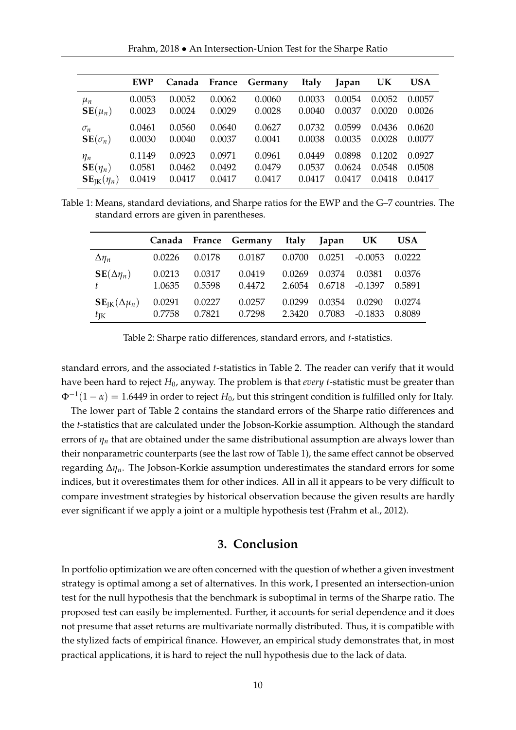| | **EWP** | **Canada** | **France** | **Germany** | **Italy** | **Japan** | **UK** | **USA** |
|---|---|---|---|---|---|---|---|---|
| $\mu_n$ | 0.0053 | 0.0052 | 0.0062 | 0.0060 | 0.0033 | 0.0054 | 0.0052 | 0.0057 |
| $\mathbf{SE}(\mu_n)$ | 0.0023 | 0.0024 | 0.0029 | 0.0028 | 0.0040 | 0.0037 | 0.0020 | 0.0026 |
| $\sigma_n$ | 0.0461 | 0.0560 | 0.0640 | 0.0627 | 0.0732 | 0.0599 | 0.0436 | 0.0620 |
| $\mathbf{SE}(\sigma_n)$ | 0.0030 | 0.0040 | 0.0037 | 0.0041 | 0.0038 | 0.0035 | 0.0028 | 0.0077 |
| $\eta_n$ | 0.1149 | 0.0923 | 0.0971 | 0.0961 | 0.0449 | 0.0898 | 0.1202 | 0.0927 |
| $\mathbf{SE}(\eta_n)$ | 0.0581 | 0.0462 | 0.0492 | 0.0479 | 0.0537 | 0.0624 | 0.0548 | 0.0508 |
| $\mathbf{SE}_{\mathrm{JK}}(\eta_n)$ | 0.0419 | 0.0417 | 0.0417 | 0.0417 | 0.0417 | 0.0417 | 0.0418 | 0.0417 |

Table 1: Means, standard deviations, and Sharpe ratios for the EWP and the G–7 countries. The standard errors are given in parentheses.

| | **Canada** | **France** | **Germany** | **Italy** | **Japan** | **UK** | **USA** |
|---|---|---|---|---|---|---|---|
| $\Delta\eta_n$ | 0.0226 | 0.0178 | 0.0187 | 0.0700 | 0.0251 | -0.0053 | 0.0222 |
| $\mathbf{SE}(\Delta\eta_n)$ | 0.0213 | 0.0317 | 0.0419 | 0.0269 | 0.0374 | 0.0381 | 0.0376 |
| $t$ | 1.0635 | 0.5598 | 0.4472 | 2.6054 | 0.6718 | -0.1397 | 0.5891 |
| $\mathbf{SE}_{\mathrm{JK}}(\Delta\mu_n)$ | 0.0291 | 0.0227 | 0.0257 | 0.0299 | 0.0354 | 0.0290 | 0.0274 |
| $t_{\mathrm{JK}}$ | 0.7758 | 0.7821 | 0.7298 | 2.3420 | 0.7083 | -0.1833 | 0.8089 |

Table 2: Sharpe ratio differences, standard errors, and $t$-statistics.

standard errors, and the associated $t$-statistics in Table 2. The reader can verify that it would have been hard to reject $H_0$, anyway. The problem is that *every* $t$-statistic must be greater than $\Phi^{-1}(1-\alpha) = 1.6449$ in order to reject $H_0$, but this stringent condition is fulfilled only for Italy.

The lower part of Table 2 contains the standard errors of the Sharpe ratio differences and the $t$-statistics that are calculated under the Jobson-Korkie assumption. Although the standard errors of $\eta_n$ that are obtained under the same distributional assumption are always lower than their nonparametric counterparts (see the last row of Table 1), the same effect cannot be observed regarding $\Delta\eta_n$. The Jobson-Korkie assumption underestimates the standard errors for some indices, but it overestimates them for other indices. All in all it appears to be very difficult to compare investment strategies by historical observation because the given results are hardly ever significant if we apply a joint or a multiple hypothesis test (Frahm et al., 2012).

## 3. Conclusion

In portfolio optimization we are often concerned with the question of whether a given investment strategy is optimal among a set of alternatives. In this work, I presented an intersection-union test for the null hypothesis that the benchmark is suboptimal in terms of the Sharpe ratio. The proposed test can easily be implemented. Further, it accounts for serial dependence and it does not presume that asset returns are multivariate normally distributed. Thus, it is compatible with the stylized facts of empirical finance. However, an empirical study demonstrates that, in most practical applications, it is hard to reject the null hypothesis due to the lack of data.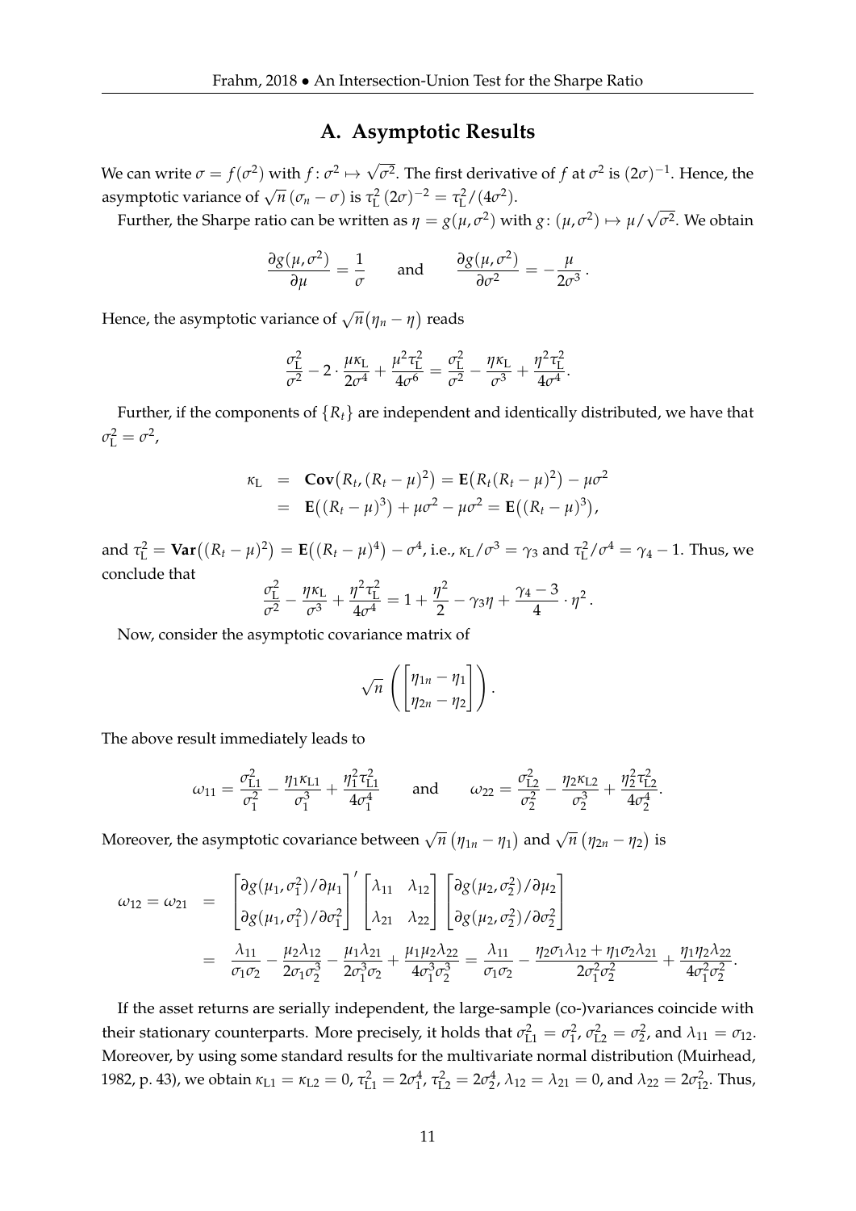## A. Asymptotic Results

We can write $\sigma = f(\sigma^2)$ with $f\colon \sigma^2 \mapsto \sqrt{\sigma^2}$. The first derivative of $f$ at $\sigma^2$ is $(2\sigma)^{-1}$. Hence, the asymptotic variance of $\sqrt{n}\,(\sigma_n - \sigma)$ is $\tau_{\mathrm{L}}^2\,(2\sigma)^{-2} = \tau_{\mathrm{L}}^2/(4\sigma^2)$.

Further, the Sharpe ratio can be written as $\eta = g(\mu, \sigma^2)$ with $g\colon (\mu, \sigma^2) \mapsto \mu/\sqrt{\sigma^2}$. We obtain

$$\frac{\partial g(\mu,\sigma^2)}{\partial \mu} = \frac{1}{\sigma} \qquad \text{and} \qquad \frac{\partial g(\mu,\sigma^2)}{\partial \sigma^2} = -\frac{\mu}{2\sigma^3}\,.$$

Hence, the asymptotic variance of $\sqrt{n}\big(\eta_n - \eta\big)$ reads

$$\frac{\sigma_{\mathrm{L}}^2}{\sigma^2} - 2\cdot\frac{\mu\kappa_{\mathrm{L}}}{2\sigma^4} + \frac{\mu^2\tau_{\mathrm{L}}^2}{4\sigma^6} = \frac{\sigma_{\mathrm{L}}^2}{\sigma^2} - \frac{\eta\kappa_{\mathrm{L}}}{\sigma^3} + \frac{\eta^2\tau_{\mathrm{L}}^2}{4\sigma^4}.$$

Further, if the components of $\{R_t\}$ are independent and identically distributed, we have that $\sigma_{\mathrm{L}}^2 = \sigma^2$,

$$\begin{aligned}
\kappa_{\mathrm{L}} &= \mathbf{Cov}\big(R_t, (R_t-\mu)^2\big) = \mathbf{E}\big(R_t(R_t-\mu)^2\big) - \mu\sigma^2 \\
&= \mathbf{E}\big((R_t-\mu)^3\big) + \mu\sigma^2 - \mu\sigma^2 = \mathbf{E}\big((R_t-\mu)^3\big),
\end{aligned}$$

and $\tau_{\mathrm{L}}^2 = \mathbf{Var}\big((R_t-\mu)^2\big) = \mathbf{E}\big((R_t-\mu)^4\big) - \sigma^4$, i.e., $\kappa_{\mathrm{L}}/\sigma^3 = \gamma_3$ and $\tau_{\mathrm{L}}^2/\sigma^4 = \gamma_4 - 1$. Thus, we conclude that

$$\frac{\sigma_{\mathrm{L}}^2}{\sigma^2} - \frac{\eta\kappa_{\mathrm{L}}}{\sigma^3} + \frac{\eta^2\tau_{\mathrm{L}}^2}{4\sigma^4} = 1 + \frac{\eta^2}{2} - \gamma_3\eta + \frac{\gamma_4 - 3}{4}\cdot\eta^2\,.$$

Now, consider the asymptotic covariance matrix of

$$\sqrt{n}\,\left(\begin{bmatrix}\eta_{1n} - \eta_1 \\ \eta_{2n} - \eta_2\end{bmatrix}\right).$$

The above result immediately leads to

$$\omega_{11} = \frac{\sigma_{\mathrm{L}1}^2}{\sigma_1^2} - \frac{\eta_1\kappa_{\mathrm{L}1}}{\sigma_1^3} + \frac{\eta_1^2\tau_{\mathrm{L}1}^2}{4\sigma_1^4} \qquad \text{and} \qquad \omega_{22} = \frac{\sigma_{\mathrm{L}2}^2}{\sigma_2^2} - \frac{\eta_2\kappa_{\mathrm{L}2}}{\sigma_2^3} + \frac{\eta_2^2\tau_{\mathrm{L}2}^2}{4\sigma_2^4}.$$

Moreover, the asymptotic covariance between $\sqrt{n}\,\big(\eta_{1n} - \eta_1\big)$ and $\sqrt{n}\,\big(\eta_{2n} - \eta_2\big)$ is

$$\begin{aligned}
\omega_{12} = \omega_{21} &= \begin{bmatrix}\partial g(\mu_1,\sigma_1^2)/\partial\mu_1 \\ \partial g(\mu_1,\sigma_1^2)/\partial\sigma_1^2\end{bmatrix}' \begin{bmatrix}\lambda_{11} & \lambda_{12} \\ \lambda_{21} & \lambda_{22}\end{bmatrix} \begin{bmatrix}\partial g(\mu_2,\sigma_2^2)/\partial\mu_2 \\ \partial g(\mu_2,\sigma_2^2)/\partial\sigma_2^2\end{bmatrix} \\
&= \frac{\lambda_{11}}{\sigma_1\sigma_2} - \frac{\mu_2\lambda_{12}}{2\sigma_1\sigma_2^3} - \frac{\mu_1\lambda_{21}}{2\sigma_1^3\sigma_2} + \frac{\mu_1\mu_2\lambda_{22}}{4\sigma_1^3\sigma_2^3} = \frac{\lambda_{11}}{\sigma_1\sigma_2} - \frac{\eta_2\sigma_1\lambda_{12} + \eta_1\sigma_2\lambda_{21}}{2\sigma_1^2\sigma_2^2} + \frac{\eta_1\eta_2\lambda_{22}}{4\sigma_1^2\sigma_2^2}.
\end{aligned}$$

If the asset returns are serially independent, the large-sample (co-)variances coincide with their stationary counterparts. More precisely, it holds that $\sigma_{\mathrm{L}1}^2 = \sigma_1^2$, $\sigma_{\mathrm{L}2}^2 = \sigma_2^2$, and $\lambda_{11} = \sigma_{12}$. Moreover, by using some standard results for the multivariate normal distribution (Muirhead, 1982, p. 43), we obtain $\kappa_{\mathrm{L}1} = \kappa_{\mathrm{L}2} = 0$, $\tau_{\mathrm{L}1}^2 = 2\sigma_1^4$, $\tau_{\mathrm{L}2}^2 = 2\sigma_2^4$, $\lambda_{12} = \lambda_{21} = 0$, and $\lambda_{22} = 2\sigma_{12}^2$. Thus,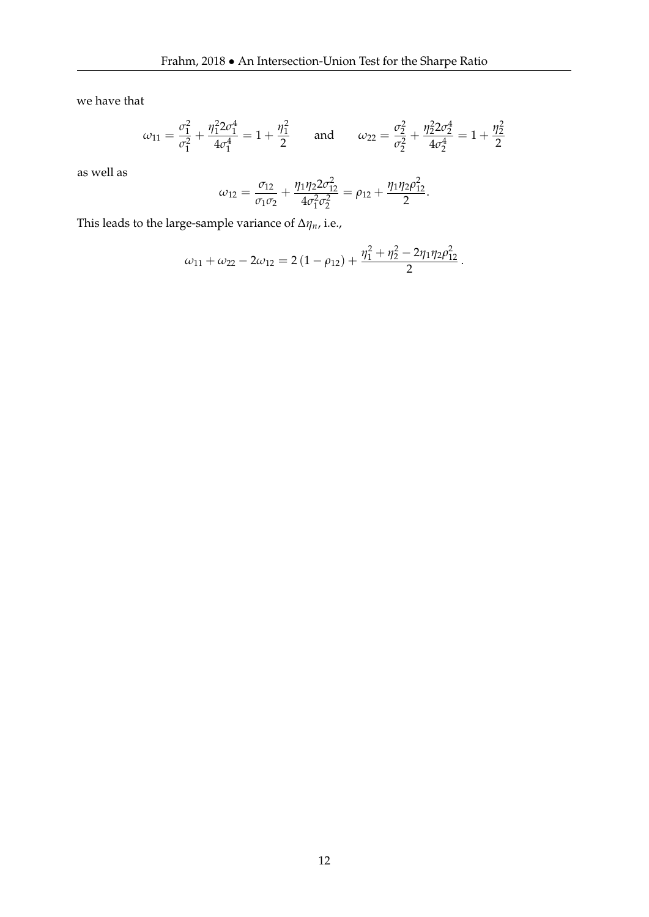we have that

$$\omega_{11} = \frac{\sigma_1^2}{\sigma_1^2} + \frac{\eta_1^2 2\sigma_1^4}{4\sigma_1^4} = 1 + \frac{\eta_1^2}{2} \qquad \text{and} \qquad \omega_{22} = \frac{\sigma_2^2}{\sigma_2^2} + \frac{\eta_2^2 2\sigma_2^4}{4\sigma_2^4} = 1 + \frac{\eta_2^2}{2}$$

as well as

$$\omega_{12} = \frac{\sigma_{12}}{\sigma_1 \sigma_2} + \frac{\eta_1 \eta_2 2\sigma_{12}^2}{4\sigma_1^2 \sigma_2^2} = \rho_{12} + \frac{\eta_1 \eta_2 \rho_{12}^2}{2}.$$

This leads to the large-sample variance of $\Delta\eta_n$, i.e.,

$$\omega_{11} + \omega_{22} - 2\omega_{12} = 2\left(1 - \rho_{12}\right) + \frac{\eta_1^2 + \eta_2^2 - 2\eta_1 \eta_2 \rho_{12}^2}{2}\,.$$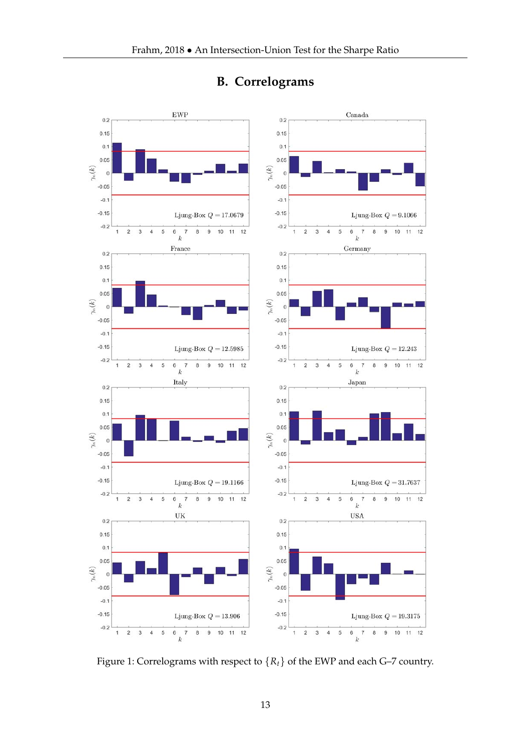## B. Correlograms

Figure 1: Correlograms with respect to $\{R_t\}$ of the EWP and each G–7 country.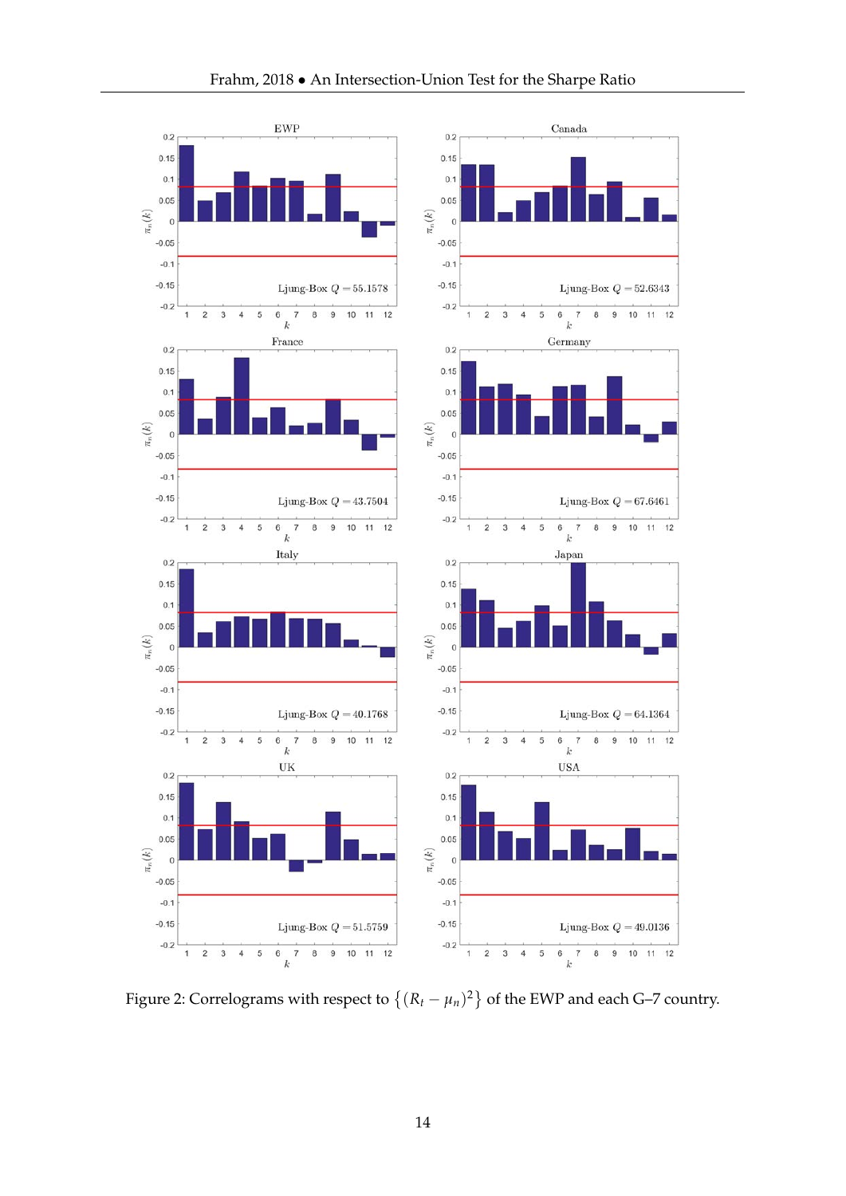Figure 2: Correlograms with respect to $\{(R_t - \mu_n)^2\}$ of the EWP and each G–7 country.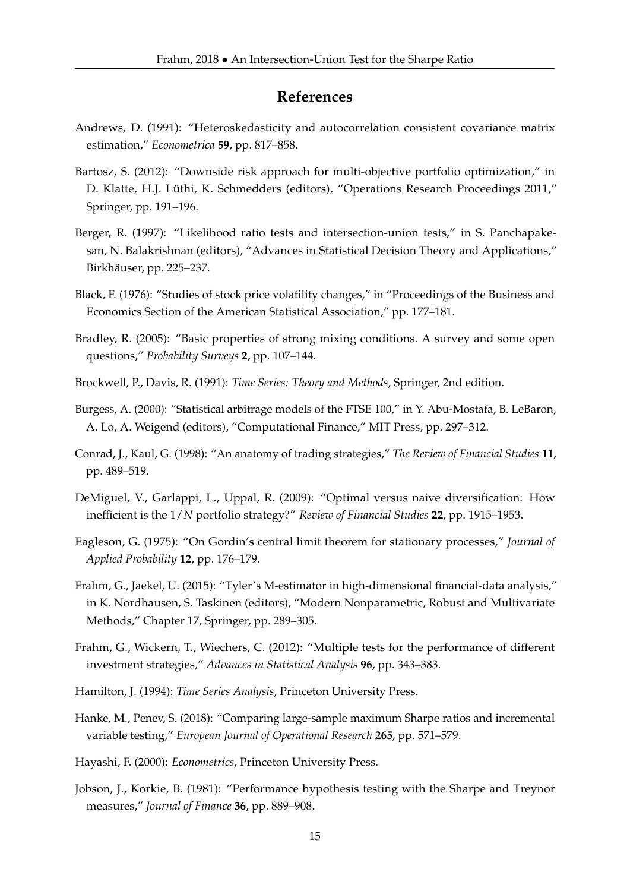## References

Andrews, D. (1991): "Heteroskedasticity and autocorrelation consistent covariance matrix estimation," *Econometrica* **59**, pp. 817–858.

Bartosz, S. (2012): "Downside risk approach for multi-objective portfolio optimization," in D. Klatte, H.J. Lüthi, K. Schmedders (editors), "Operations Research Proceedings 2011," Springer, pp. 191–196.

Berger, R. (1997): "Likelihood ratio tests and intersection-union tests," in S. Panchapakesan, N. Balakrishnan (editors), "Advances in Statistical Decision Theory and Applications," Birkhäuser, pp. 225–237.

Black, F. (1976): "Studies of stock price volatility changes," in "Proceedings of the Business and Economics Section of the American Statistical Association," pp. 177–181.

Bradley, R. (2005): "Basic properties of strong mixing conditions. A survey and some open questions," *Probability Surveys* **2**, pp. 107–144.

Brockwell, P., Davis, R. (1991): *Time Series: Theory and Methods*, Springer, 2nd edition.

Burgess, A. (2000): "Statistical arbitrage models of the FTSE 100," in Y. Abu-Mostafa, B. LeBaron, A. Lo, A. Weigend (editors), "Computational Finance," MIT Press, pp. 297–312.

Conrad, J., Kaul, G. (1998): "An anatomy of trading strategies," *The Review of Financial Studies* **11**, pp. 489–519.

DeMiguel, V., Garlappi, L., Uppal, R. (2009): "Optimal versus naive diversification: How inefficient is the $1/N$ portfolio strategy?" *Review of Financial Studies* **22**, pp. 1915–1953.

Eagleson, G. (1975): "On Gordin's central limit theorem for stationary processes," *Journal of Applied Probability* **12**, pp. 176–179.

Frahm, G., Jaekel, U. (2015): "Tyler's M-estimator in high-dimensional financial-data analysis," in K. Nordhausen, S. Taskinen (editors), "Modern Nonparametric, Robust and Multivariate Methods," Chapter 17, Springer, pp. 289–305.

Frahm, G., Wickern, T., Wiechers, C. (2012): "Multiple tests for the performance of different investment strategies," *Advances in Statistical Analysis* **96**, pp. 343–383.

Hamilton, J. (1994): *Time Series Analysis*, Princeton University Press.

Hanke, M., Penev, S. (2018): "Comparing large-sample maximum Sharpe ratios and incremental variable testing," *European Journal of Operational Research* **265**, pp. 571–579.

Hayashi, F. (2000): *Econometrics*, Princeton University Press.

Jobson, J., Korkie, B. (1981): "Performance hypothesis testing with the Sharpe and Treynor measures," *Journal of Finance* **36**, pp. 889–908.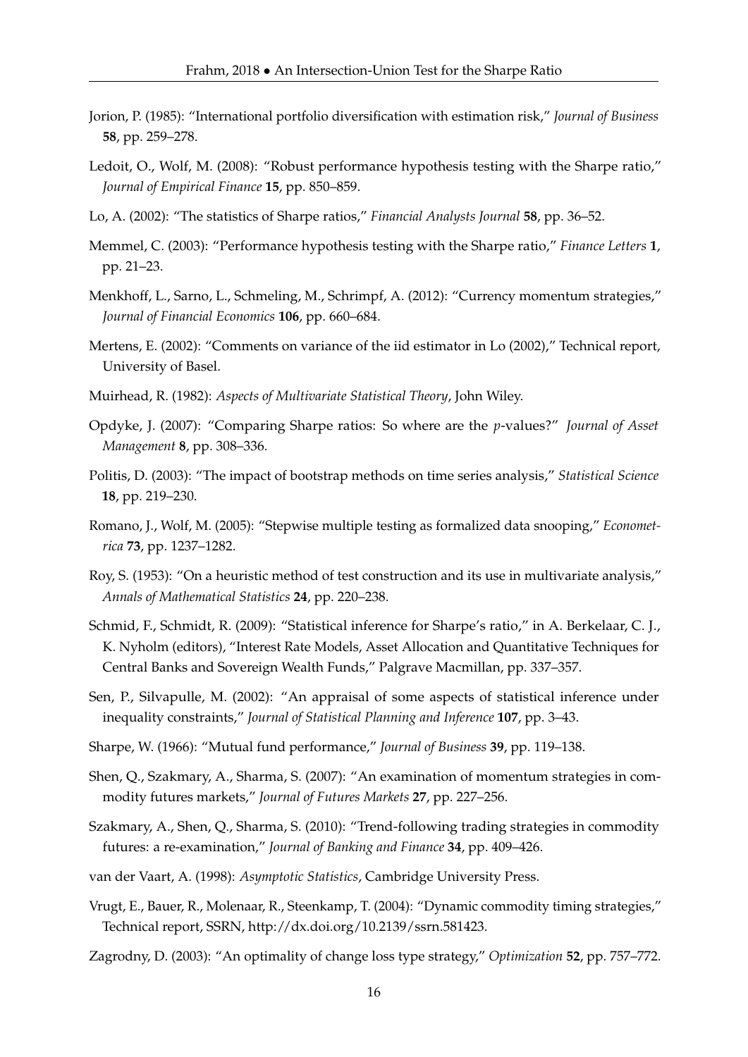Jorion, P. (1985): "International portfolio diversification with estimation risk," *Journal of Business* **58**, pp. 259–278.

Ledoit, O., Wolf, M. (2008): "Robust performance hypothesis testing with the Sharpe ratio," *Journal of Empirical Finance* **15**, pp. 850–859.

Lo, A. (2002): "The statistics of Sharpe ratios," *Financial Analysts Journal* **58**, pp. 36–52.

Memmel, C. (2003): "Performance hypothesis testing with the Sharpe ratio," *Finance Letters* **1**, pp. 21–23.

Menkhoff, L., Sarno, L., Schmeling, M., Schrimpf, A. (2012): "Currency momentum strategies," *Journal of Financial Economics* **106**, pp. 660–684.

Mertens, E. (2002): "Comments on variance of the iid estimator in Lo (2002)," Technical report, University of Basel.

Muirhead, R. (1982): *Aspects of Multivariate Statistical Theory*, John Wiley.

Opdyke, J. (2007): "Comparing Sharpe ratios: So where are the *p*-values?" *Journal of Asset Management* **8**, pp. 308–336.

Politis, D. (2003): "The impact of bootstrap methods on time series analysis," *Statistical Science* **18**, pp. 219–230.

Romano, J., Wolf, M. (2005): "Stepwise multiple testing as formalized data snooping," *Econometrica* **73**, pp. 1237–1282.

Roy, S. (1953): "On a heuristic method of test construction and its use in multivariate analysis," *Annals of Mathematical Statistics* **24**, pp. 220–238.

Schmid, F., Schmidt, R. (2009): "Statistical inference for Sharpe's ratio," in A. Berkelaar, C. J., K. Nyholm (editors), "Interest Rate Models, Asset Allocation and Quantitative Techniques for Central Banks and Sovereign Wealth Funds," Palgrave Macmillan, pp. 337–357.

Sen, P., Silvapulle, M. (2002): "An appraisal of some aspects of statistical inference under inequality constraints," *Journal of Statistical Planning and Inference* **107**, pp. 3–43.

Sharpe, W. (1966): "Mutual fund performance," *Journal of Business* **39**, pp. 119–138.

Shen, Q., Szakmary, A., Sharma, S. (2007): "An examination of momentum strategies in commodity futures markets," *Journal of Futures Markets* **27**, pp. 227–256.

Szakmary, A., Shen, Q., Sharma, S. (2010): "Trend-following trading strategies in commodity futures: a re-examination," *Journal of Banking and Finance* **34**, pp. 409–426.

van der Vaart, A. (1998): *Asymptotic Statistics*, Cambridge University Press.

Vrugt, E., Bauer, R., Molenaar, R., Steenkamp, T. (2004): "Dynamic commodity timing strategies," Technical report, SSRN, http://dx.doi.org/10.2139/ssrn.581423.

Zagrodny, D. (2003): "An optimality of change loss type strategy," *Optimization* **52**, pp. 757–772.